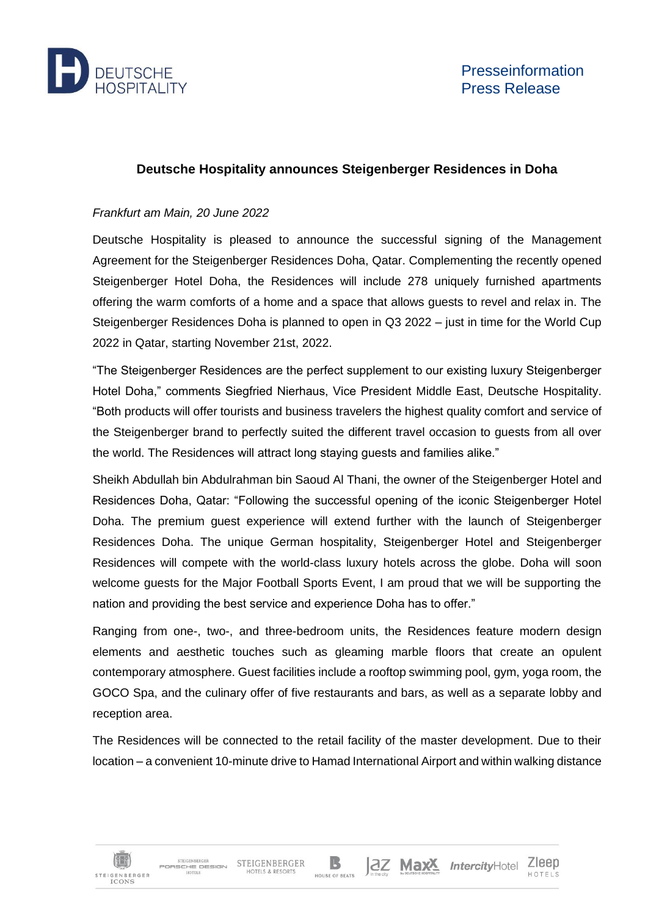Presseinformation
Press Release

## Deutsche Hospitality announces Steigenberger Residences in Doha

*Frankfurt am Main, 20 June 2022*

Deutsche Hospitality is pleased to announce the successful signing of the Management Agreement for the Steigenberger Residences Doha, Qatar. Complementing the recently opened Steigenberger Hotel Doha, the Residences will include 278 uniquely furnished apartments offering the warm comforts of a home and a space that allows guests to revel and relax in. The Steigenberger Residences Doha is planned to open in Q3 2022 – just in time for the World Cup 2022 in Qatar, starting November 21st, 2022.

"The Steigenberger Residences are the perfect supplement to our existing luxury Steigenberger Hotel Doha," comments Siegfried Nierhaus, Vice President Middle East, Deutsche Hospitality. "Both products will offer tourists and business travelers the highest quality comfort and service of the Steigenberger brand to perfectly suited the different travel occasion to guests from all over the world. The Residences will attract long staying guests and families alike."

Sheikh Abdullah bin Abdulrahman bin Saoud Al Thani, the owner of the Steigenberger Hotel and Residences Doha, Qatar: "Following the successful opening of the iconic Steigenberger Hotel Doha. The premium guest experience will extend further with the launch of Steigenberger Residences Doha. The unique German hospitality, Steigenberger Hotel and Steigenberger Residences will compete with the world-class luxury hotels across the globe. Doha will soon welcome guests for the Major Football Sports Event, I am proud that we will be supporting the nation and providing the best service and experience Doha has to offer."

Ranging from one-, two-, and three-bedroom units, the Residences feature modern design elements and aesthetic touches such as gleaming marble floors that create an opulent contemporary atmosphere. Guest facilities include a rooftop swimming pool, gym, yoga room, the GOCO Spa, and the culinary offer of five restaurants and bars, as well as a separate lobby and reception area.

The Residences will be connected to the retail facility of the master development. Due to their location – a convenient 10-minute drive to Hamad International Airport and within walking distance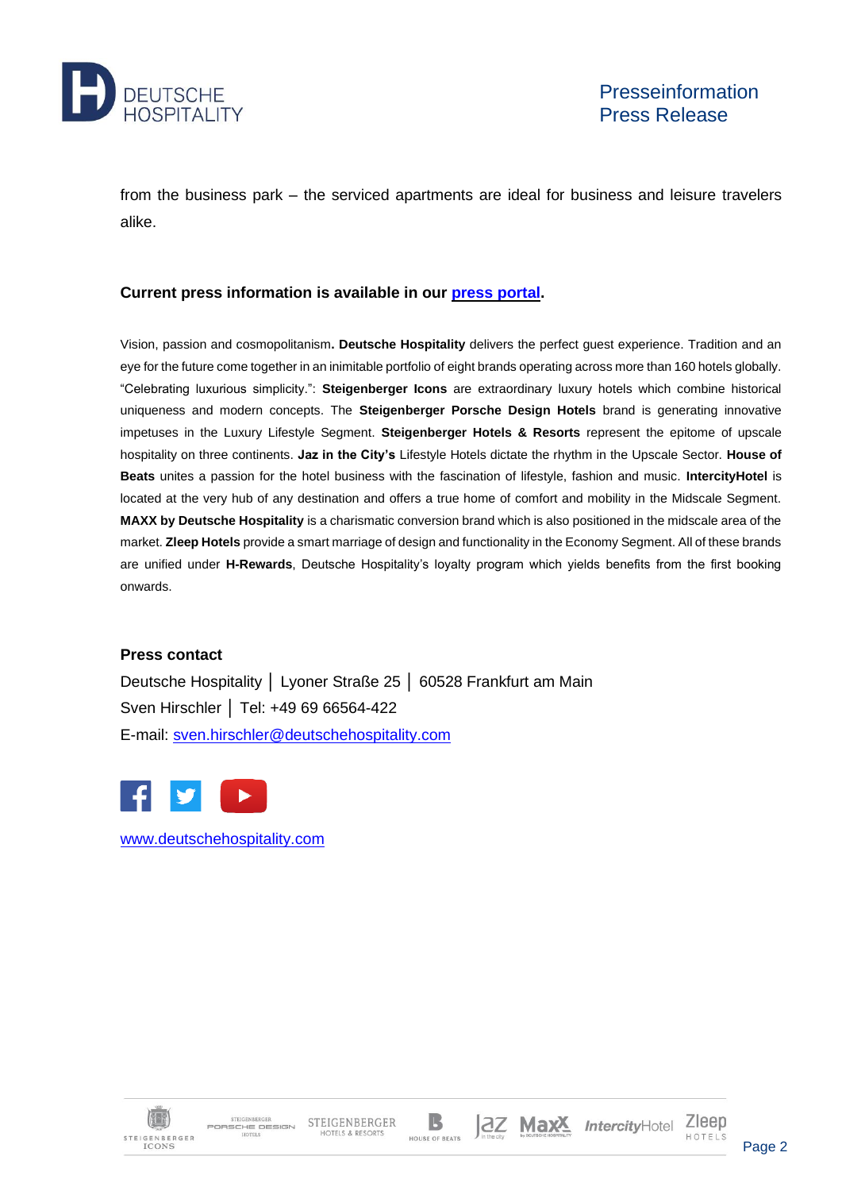from the business park – the serviced apartments are ideal for business and leisure travelers alike.

**Current press information is available in our press portal.**

Vision, passion and cosmopolitanism**. Deutsche Hospitality** delivers the perfect guest experience. Tradition and an eye for the future come together in an inimitable portfolio of eight brands operating across more than 160 hotels globally. "Celebrating luxurious simplicity.": **Steigenberger Icons** are extraordinary luxury hotels which combine historical uniqueness and modern concepts. The **Steigenberger Porsche Design Hotels** brand is generating innovative impetuses in the Luxury Lifestyle Segment. **Steigenberger Hotels & Resorts** represent the epitome of upscale hospitality on three continents. **Jaz in the City's** Lifestyle Hotels dictate the rhythm in the Upscale Sector. **House of Beats** unites a passion for the hotel business with the fascination of lifestyle, fashion and music. **IntercityHotel** is located at the very hub of any destination and offers a true home of comfort and mobility in the Midscale Segment. **MAXX by Deutsche Hospitality** is a charismatic conversion brand which is also positioned in the midscale area of the market. **Zleep Hotels** provide a smart marriage of design and functionality in the Economy Segment. All of these brands are unified under **H-Rewards**, Deutsche Hospitality's loyalty program which yields benefits from the first booking onwards.

**Press contact**

Deutsche Hospitality │ Lyoner Straße 25 │ 60528 Frankfurt am Main
Sven Hirschler │ Tel: +49 69 66564-422
E-mail: sven.hirschler@deutschehospitality.com

www.deutschehospitality.com